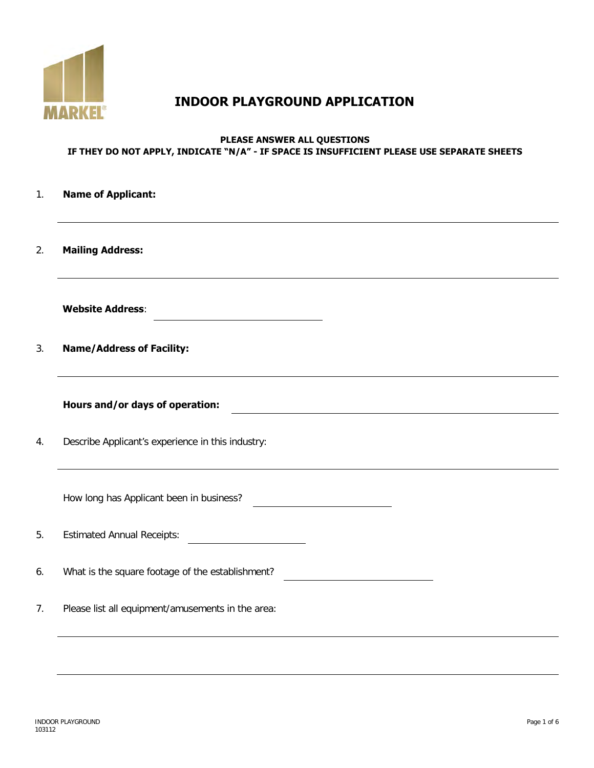MARKEL®

# INDOOR PLAYGROUND APPLICATION

**PLEASE ANSWER ALL QUESTIONS**
**IF THEY DO NOT APPLY, INDICATE "N/A" - IF SPACE IS INSUFFICIENT PLEASE USE SEPARATE SHEETS**

1. **Name of Applicant:**

_______________________________________________

2. **Mailing Address:**

_______________________________________________

   **Website Address**: ____________________

3. **Name/Address of Facility:**

_______________________________________________

   **Hours and/or days of operation:** ____________________

4. Describe Applicant's experience in this industry:

_______________________________________________

   How long has Applicant been in business? ____________________

5. Estimated Annual Receipts: ____________________

6. What is the square footage of the establishment? ____________________

7. Please list all equipment/amusements in the area:

_______________________________________________

_______________________________________________

INDOOR PLAYGROUND
103112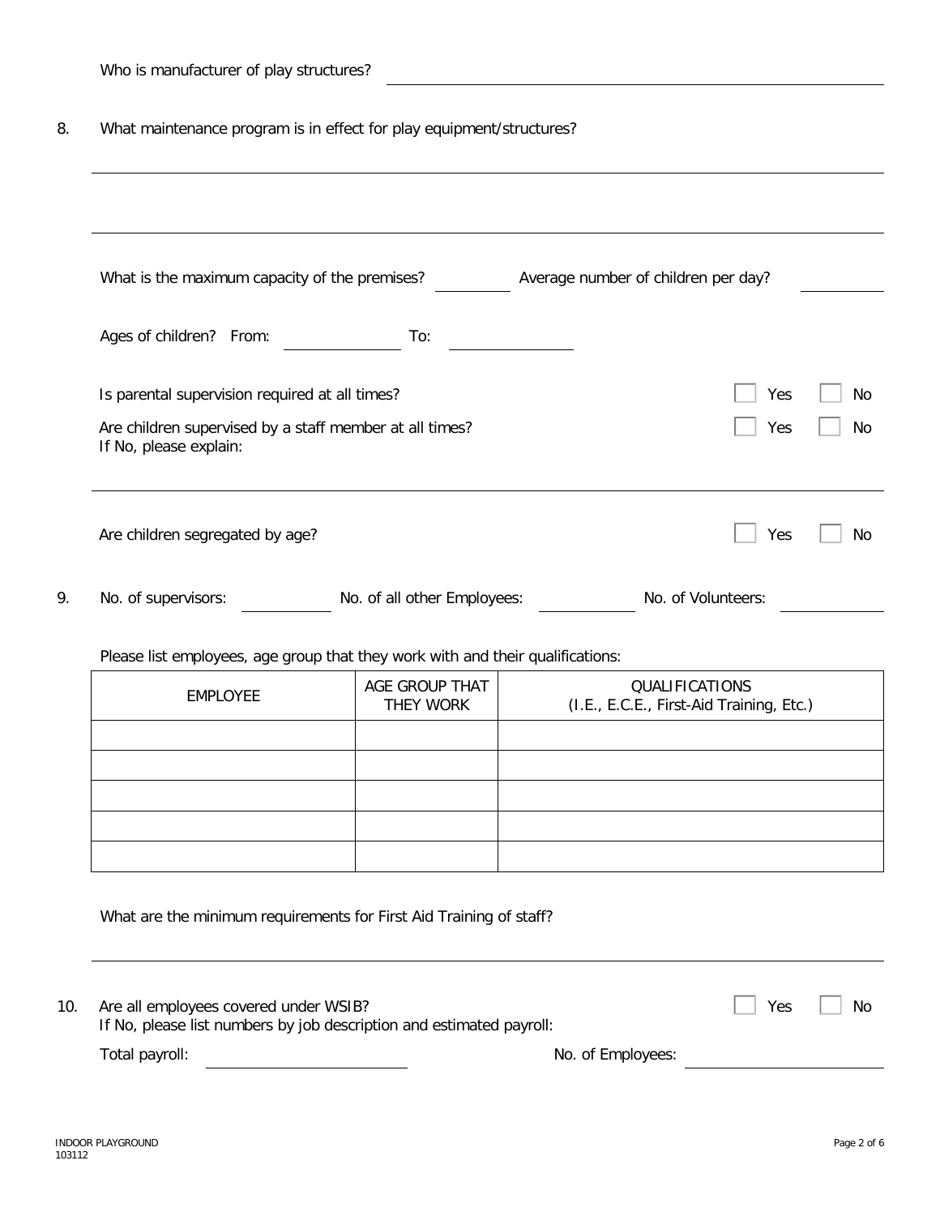Who is manufacturer of play structures? ______________________________

8. What maintenance program is in effect for play equipment/structures?

______________________________

______________________________

What is the maximum capacity of the premises? __________ Average number of children per day? __________

Ages of children? From: __________ To: __________

Is parental supervision required at all times? ☐ Yes ☐ No

Are children supervised by a staff member at all times? ☐ Yes ☐ No
If No, please explain:

______________________________

Are children segregated by age? ☐ Yes ☐ No

9. No. of supervisors: __________ No. of all other Employees: __________ No. of Volunteers: __________

Please list employees, age group that they work with and their qualifications:

| EMPLOYEE | AGE GROUP THAT THEY WORK | QUALIFICATIONS (I.E., E.C.E., First-Aid Training, Etc.) |
|---|---|---|
| | | |
| | | |
| | | |
| | | |
| | | |

What are the minimum requirements for First Aid Training of staff?

______________________________

10. Are all employees covered under WSIB? ☐ Yes ☐ No
If No, please list numbers by job description and estimated payroll:

Total payroll: __________ No. of Employees: __________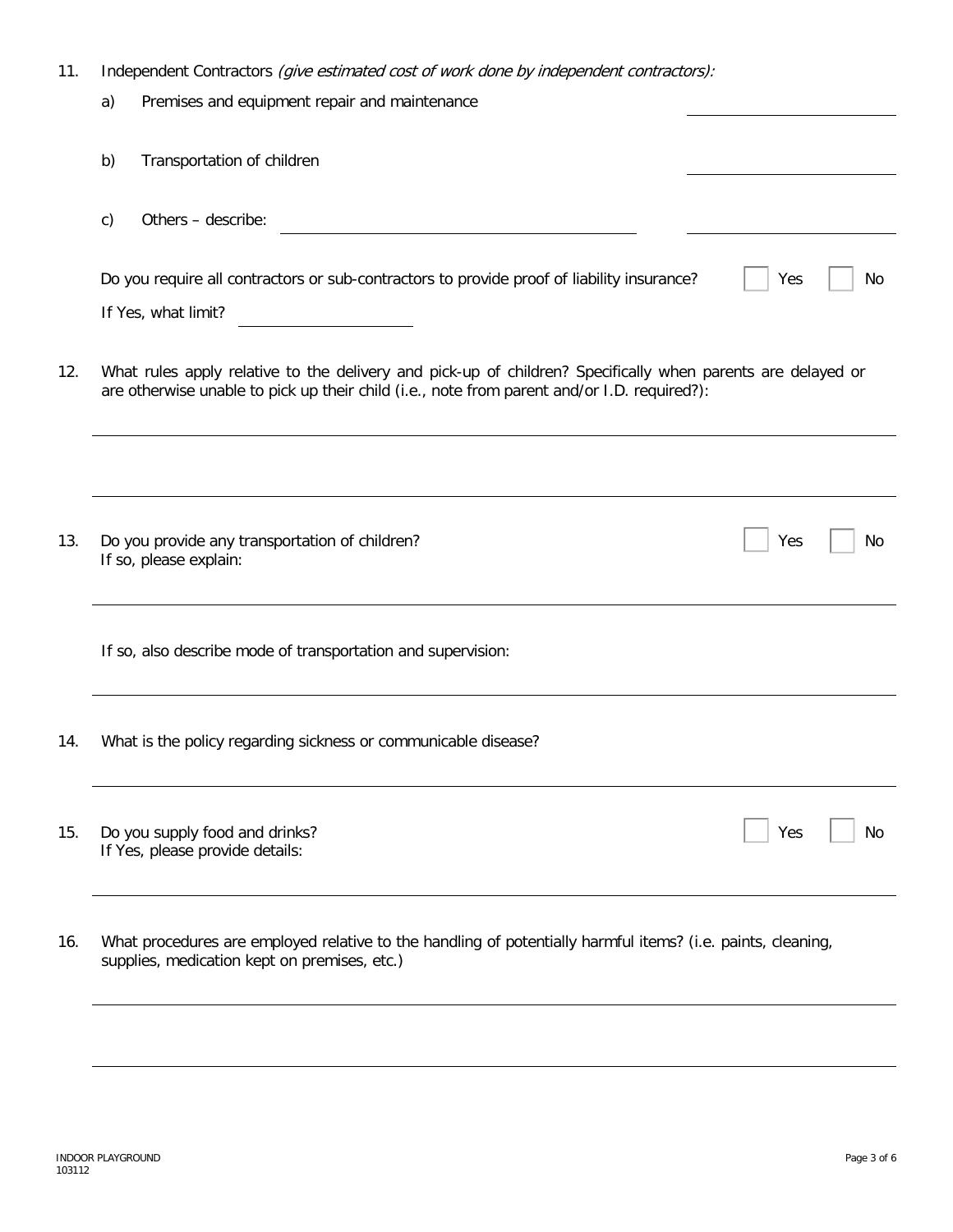11. Independent Contractors *(give estimated cost of work done by independent contractors):*

    a) Premises and equipment repair and maintenance \_\_\_\_\_\_\_\_\_\_\_\_\_\_\_\_

    b) Transportation of children \_\_\_\_\_\_\_\_\_\_\_\_\_\_\_\_

    c) Others – describe: \_\_\_\_\_\_\_\_\_\_\_\_\_\_\_\_\_\_\_\_\_\_\_\_\_\_\_\_ \_\_\_\_\_\_\_\_\_\_\_\_\_\_\_\_

    Do you require all contractors or sub-contractors to provide proof of liability insurance? ☐ Yes ☐ No

    If Yes, what limit? \_\_\_\_\_\_\_\_\_\_\_\_\_\_\_\_

12. What rules apply relative to the delivery and pick-up of children? Specifically when parents are delayed or are otherwise unable to pick up their child (i.e., note from parent and/or I.D. required?):

    \_\_\_\_\_\_\_\_\_\_\_\_\_\_\_\_\_\_\_\_\_\_\_\_\_\_\_\_\_\_\_\_\_\_\_\_\_\_\_\_\_\_\_\_\_\_\_\_\_\_\_\_\_\_\_\_\_\_\_\_

    \_\_\_\_\_\_\_\_\_\_\_\_\_\_\_\_\_\_\_\_\_\_\_\_\_\_\_\_\_\_\_\_\_\_\_\_\_\_\_\_\_\_\_\_\_\_\_\_\_\_\_\_\_\_\_\_\_\_\_\_

13. Do you provide any transportation of children? ☐ Yes ☐ No
    If so, please explain:

    \_\_\_\_\_\_\_\_\_\_\_\_\_\_\_\_\_\_\_\_\_\_\_\_\_\_\_\_\_\_\_\_\_\_\_\_\_\_\_\_\_\_\_\_\_\_\_\_\_\_\_\_\_\_\_\_\_\_\_\_

    If so, also describe mode of transportation and supervision:

    \_\_\_\_\_\_\_\_\_\_\_\_\_\_\_\_\_\_\_\_\_\_\_\_\_\_\_\_\_\_\_\_\_\_\_\_\_\_\_\_\_\_\_\_\_\_\_\_\_\_\_\_\_\_\_\_\_\_\_\_

14. What is the policy regarding sickness or communicable disease?

    \_\_\_\_\_\_\_\_\_\_\_\_\_\_\_\_\_\_\_\_\_\_\_\_\_\_\_\_\_\_\_\_\_\_\_\_\_\_\_\_\_\_\_\_\_\_\_\_\_\_\_\_\_\_\_\_\_\_\_\_

15. Do you supply food and drinks? ☐ Yes ☐ No
    If Yes, please provide details:

    \_\_\_\_\_\_\_\_\_\_\_\_\_\_\_\_\_\_\_\_\_\_\_\_\_\_\_\_\_\_\_\_\_\_\_\_\_\_\_\_\_\_\_\_\_\_\_\_\_\_\_\_\_\_\_\_\_\_\_\_

16. What procedures are employed relative to the handling of potentially harmful items? (i.e. paints, cleaning, supplies, medication kept on premises, etc.)

    \_\_\_\_\_\_\_\_\_\_\_\_\_\_\_\_\_\_\_\_\_\_\_\_\_\_\_\_\_\_\_\_\_\_\_\_\_\_\_\_\_\_\_\_\_\_\_\_\_\_\_\_\_\_\_\_\_\_\_\_

    \_\_\_\_\_\_\_\_\_\_\_\_\_\_\_\_\_\_\_\_\_\_\_\_\_\_\_\_\_\_\_\_\_\_\_\_\_\_\_\_\_\_\_\_\_\_\_\_\_\_\_\_\_\_\_\_\_\_\_\_

INDOOR PLAYGROUND
103112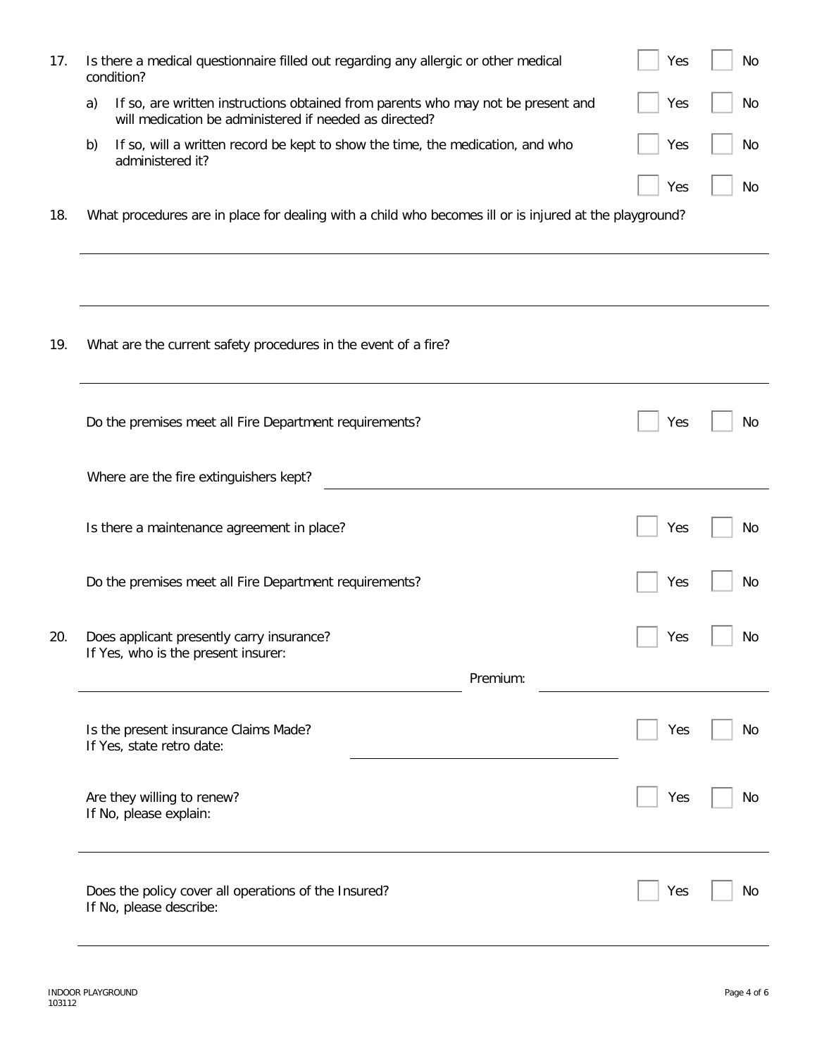17. Is there a medical questionnaire filled out regarding any allergic or other medical condition? ☐ Yes ☐ No

    a) If so, are written instructions obtained from parents who may not be present and will medication be administered if needed as directed? ☐ Yes ☐ No

    b) If so, will a written record be kept to show the time, the medication, and who administered it? ☐ Yes ☐ No

    ☐ Yes ☐ No

18. What procedures are in place for dealing with a child who becomes ill or is injured at the playground?

    ______________________________________________________________________

    ______________________________________________________________________

19. What are the current safety procedures in the event of a fire?

    ______________________________________________________________________

    Do the premises meet all Fire Department requirements? ☐ Yes ☐ No

    Where are the fire extinguishers kept? ______________________________

    Is there a maintenance agreement in place? ☐ Yes ☐ No

    Do the premises meet all Fire Department requirements? ☐ Yes ☐ No

20. Does applicant presently carry insurance? ☐ Yes ☐ No
    If Yes, who is the present insurer:

    ______________________________ Premium: ______________________________

    Is the present insurance Claims Made? ☐ Yes ☐ No
    If Yes, state retro date: ______________________________

    Are they willing to renew? ☐ Yes ☐ No
    If No, please explain:

    ______________________________________________________________________

    Does the policy cover all operations of the Insured? ☐ Yes ☐ No
    If No, please describe:

    ______________________________________________________________________

INDOOR PLAYGROUND
103112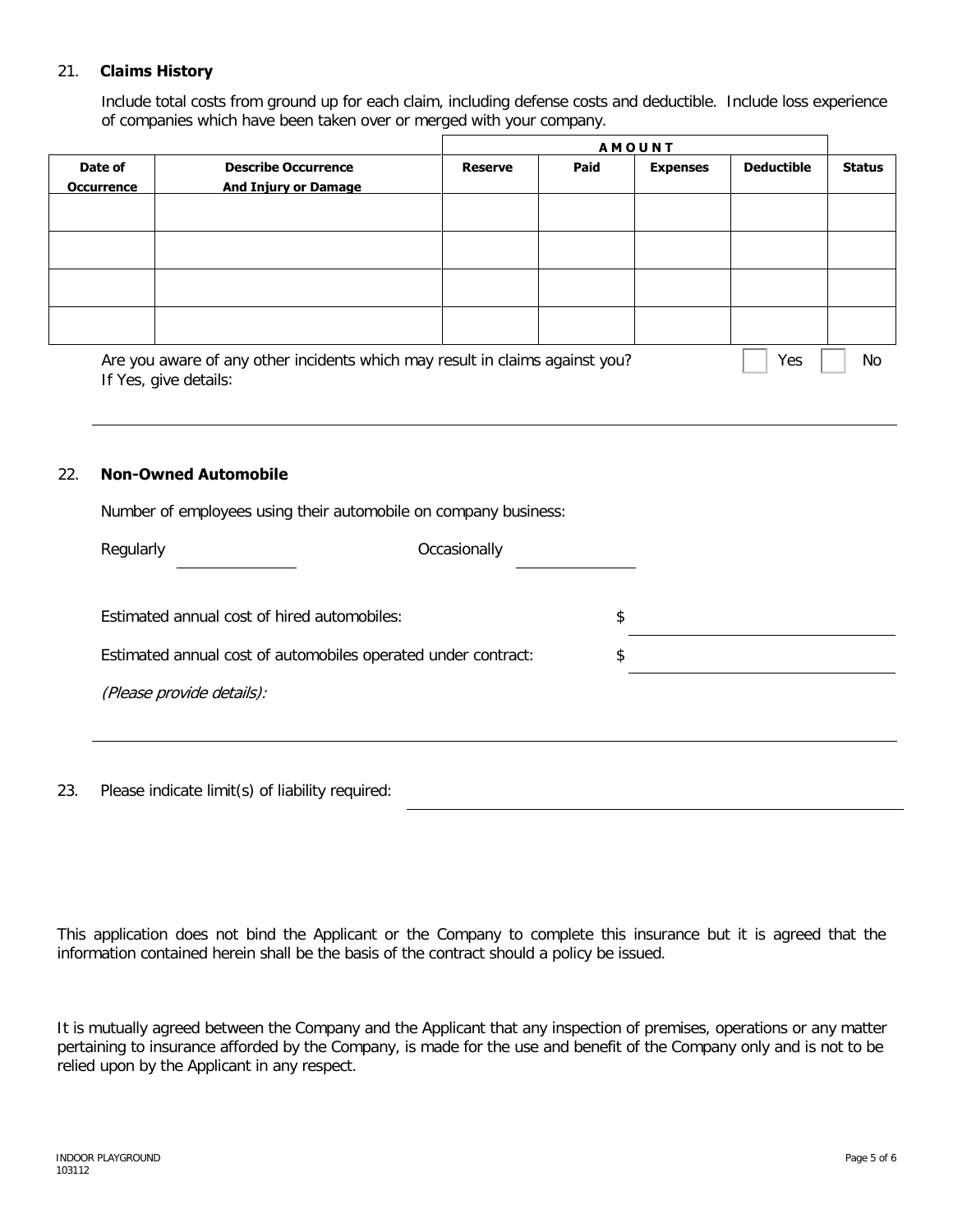## 21. Claims History

Include total costs from ground up for each claim, including defense costs and deductible. Include loss experience of companies which have been taken over or merged with your company.

| Date of Occurrence | Describe Occurrence And Injury or Damage | AMOUNT | | | | Status |
|---|---|---|---|---|---|---|
| | | Reserve | Paid | Expenses | Deductible | |
| | | | | | | |
| | | | | | | |
| | | | | | | |
| | | | | | | |

Are you aware of any other incidents which may result in claims against you? ☐ Yes ☐ No

If Yes, give details:

______________________________________________________________________

## 22. Non-Owned Automobile

Number of employees using their automobile on company business:

Regularly ______________ Occasionally ______________

Estimated annual cost of hired automobiles: $ ______________________

Estimated annual cost of automobiles operated under contract: $ ______________________

*(Please provide details):*

______________________________________________________________________

23. Please indicate limit(s) of liability required: ______________________________

This application does not bind the Applicant or the Company to complete this insurance but it is agreed that the information contained herein shall be the basis of the contract should a policy be issued.

It is mutually agreed between the Company and the Applicant that any inspection of premises, operations or any matter pertaining to insurance afforded by the Company, is made for the use and benefit of the Company only and is not to be relied upon by the Applicant in any respect.

INDOOR PLAYGROUND
103112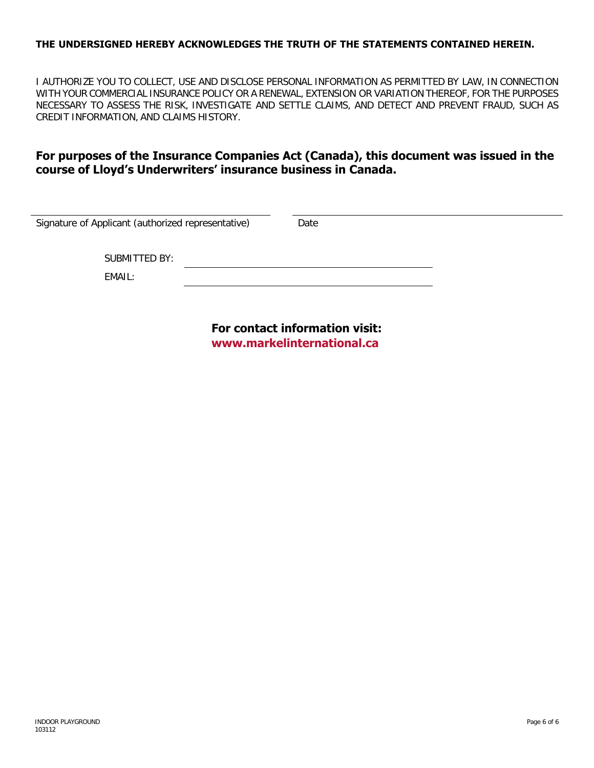**THE UNDERSIGNED HEREBY ACKNOWLEDGES THE TRUTH OF THE STATEMENTS CONTAINED HEREIN.**

I AUTHORIZE YOU TO COLLECT, USE AND DISCLOSE PERSONAL INFORMATION AS PERMITTED BY LAW, IN CONNECTION WITH YOUR COMMERCIAL INSURANCE POLICY OR A RENEWAL, EXTENSION OR VARIATION THEREOF, FOR THE PURPOSES NECESSARY TO ASSESS THE RISK, INVESTIGATE AND SETTLE CLAIMS, AND DETECT AND PREVENT FRAUD, SUCH AS CREDIT INFORMATION, AND CLAIMS HISTORY.

**For purposes of the Insurance Companies Act (Canada), this document was issued in the course of Lloyd's Underwriters' insurance business in Canada.**

Signature of Applicant (authorized representative) ______________________ Date ______________________

SUBMITTED BY: ______________________

EMAIL: ______________________

**For contact information visit:**
**www.markelinternational.ca**

INDOOR PLAYGROUND
103112